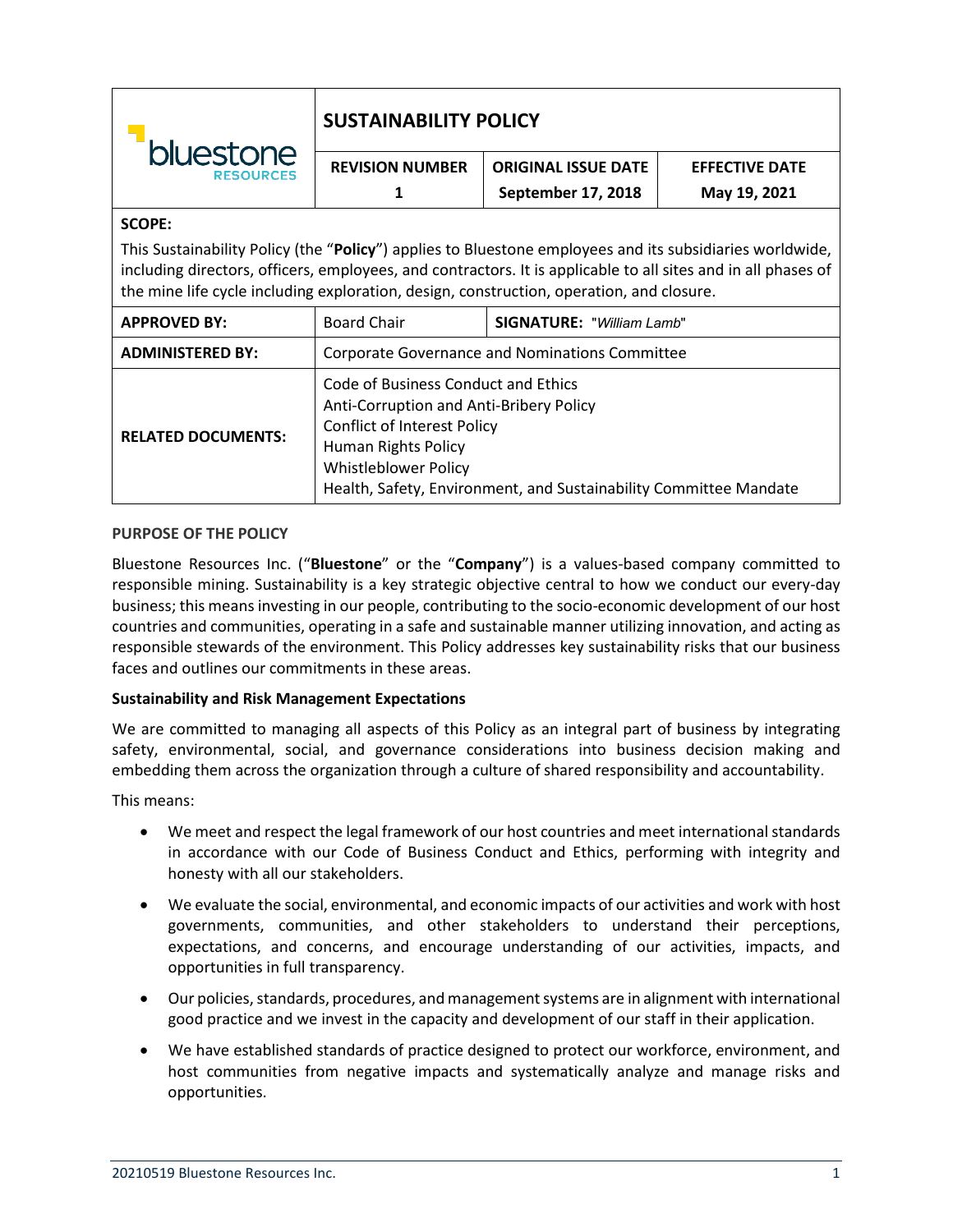| bluestone RESOURCES | SUSTAINABILITY POLICY | | |
|---|---|---|---|
| | **REVISION NUMBER** 1 | **ORIGINAL ISSUE DATE** September 17, 2018 | **EFFECTIVE DATE** May 19, 2021 |

**SCOPE:**

This Sustainability Policy (the "**Policy**") applies to Bluestone employees and its subsidiaries worldwide, including directors, officers, employees, and contractors. It is applicable to all sites and in all phases of the mine life cycle including exploration, design, construction, operation, and closure.

| | | |
|---|---|---|
| **APPROVED BY:** | Board Chair | **SIGNATURE:** "*William Lamb*" |
| **ADMINISTERED BY:** | Corporate Governance and Nominations Committee | |
| **RELATED DOCUMENTS:** | Code of Business Conduct and Ethics<br>Anti-Corruption and Anti-Bribery Policy<br>Conflict of Interest Policy<br>Human Rights Policy<br>Whistleblower Policy<br>Health, Safety, Environment, and Sustainability Committee Mandate | |

**PURPOSE OF THE POLICY**

Bluestone Resources Inc. ("**Bluestone**" or the "**Company**") is a values-based company committed to responsible mining. Sustainability is a key strategic objective central to how we conduct our every-day business; this means investing in our people, contributing to the socio-economic development of our host countries and communities, operating in a safe and sustainable manner utilizing innovation, and acting as responsible stewards of the environment. This Policy addresses key sustainability risks that our business faces and outlines our commitments in these areas.

**Sustainability and Risk Management Expectations**

We are committed to managing all aspects of this Policy as an integral part of business by integrating safety, environmental, social, and governance considerations into business decision making and embedding them across the organization through a culture of shared responsibility and accountability.

This means:

- We meet and respect the legal framework of our host countries and meet international standards in accordance with our Code of Business Conduct and Ethics, performing with integrity and honesty with all our stakeholders.
- We evaluate the social, environmental, and economic impacts of our activities and work with host governments, communities, and other stakeholders to understand their perceptions, expectations, and concerns, and encourage understanding of our activities, impacts, and opportunities in full transparency.
- Our policies, standards, procedures, and management systems are in alignment with international good practice and we invest in the capacity and development of our staff in their application.
- We have established standards of practice designed to protect our workforce, environment, and host communities from negative impacts and systematically analyze and manage risks and opportunities.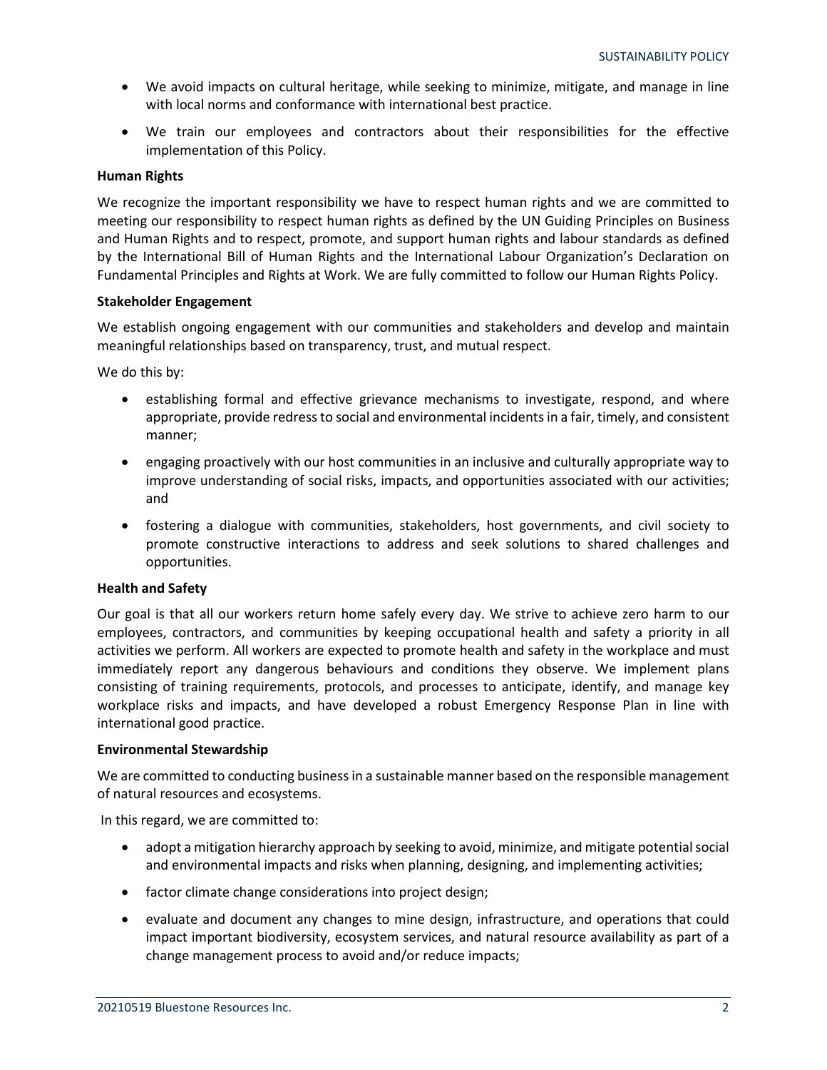- We avoid impacts on cultural heritage, while seeking to minimize, mitigate, and manage in line with local norms and conformance with international best practice.
- We train our employees and contractors about their responsibilities for the effective implementation of this Policy.

**Human Rights**

We recognize the important responsibility we have to respect human rights and we are committed to meeting our responsibility to respect human rights as defined by the UN Guiding Principles on Business and Human Rights and to respect, promote, and support human rights and labour standards as defined by the International Bill of Human Rights and the International Labour Organization's Declaration on Fundamental Principles and Rights at Work. We are fully committed to follow our Human Rights Policy.

**Stakeholder Engagement**

We establish ongoing engagement with our communities and stakeholders and develop and maintain meaningful relationships based on transparency, trust, and mutual respect.

We do this by:

- establishing formal and effective grievance mechanisms to investigate, respond, and where appropriate, provide redress to social and environmental incidents in a fair, timely, and consistent manner;
- engaging proactively with our host communities in an inclusive and culturally appropriate way to improve understanding of social risks, impacts, and opportunities associated with our activities; and
- fostering a dialogue with communities, stakeholders, host governments, and civil society to promote constructive interactions to address and seek solutions to shared challenges and opportunities.

**Health and Safety**

Our goal is that all our workers return home safely every day. We strive to achieve zero harm to our employees, contractors, and communities by keeping occupational health and safety a priority in all activities we perform. All workers are expected to promote health and safety in the workplace and must immediately report any dangerous behaviours and conditions they observe. We implement plans consisting of training requirements, protocols, and processes to anticipate, identify, and manage key workplace risks and impacts, and have developed a robust Emergency Response Plan in line with international good practice.

**Environmental Stewardship**

We are committed to conducting business in a sustainable manner based on the responsible management of natural resources and ecosystems.

In this regard, we are committed to:

- adopt a mitigation hierarchy approach by seeking to avoid, minimize, and mitigate potential social and environmental impacts and risks when planning, designing, and implementing activities;
- factor climate change considerations into project design;
- evaluate and document any changes to mine design, infrastructure, and operations that could impact important biodiversity, ecosystem services, and natural resource availability as part of a change management process to avoid and/or reduce impacts;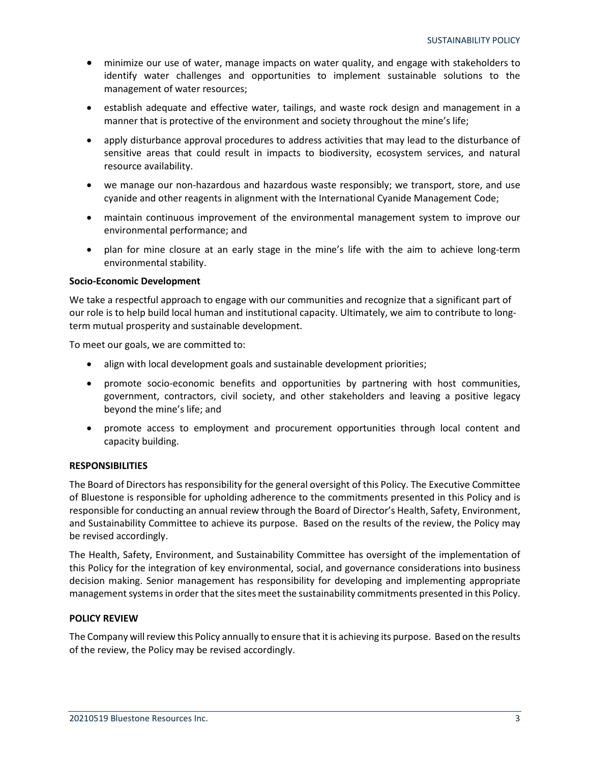- minimize our use of water, manage impacts on water quality, and engage with stakeholders to identify water challenges and opportunities to implement sustainable solutions to the management of water resources;
- establish adequate and effective water, tailings, and waste rock design and management in a manner that is protective of the environment and society throughout the mine's life;
- apply disturbance approval procedures to address activities that may lead to the disturbance of sensitive areas that could result in impacts to biodiversity, ecosystem services, and natural resource availability.
- we manage our non-hazardous and hazardous waste responsibly; we transport, store, and use cyanide and other reagents in alignment with the International Cyanide Management Code;
- maintain continuous improvement of the environmental management system to improve our environmental performance; and
- plan for mine closure at an early stage in the mine's life with the aim to achieve long-term environmental stability.

**Socio-Economic Development**

We take a respectful approach to engage with our communities and recognize that a significant part of our role is to help build local human and institutional capacity. Ultimately, we aim to contribute to long-term mutual prosperity and sustainable development.

To meet our goals, we are committed to:

- align with local development goals and sustainable development priorities;
- promote socio-economic benefits and opportunities by partnering with host communities, government, contractors, civil society, and other stakeholders and leaving a positive legacy beyond the mine's life; and
- promote access to employment and procurement opportunities through local content and capacity building.

## RESPONSIBILITIES

The Board of Directors has responsibility for the general oversight of this Policy. The Executive Committee of Bluestone is responsible for upholding adherence to the commitments presented in this Policy and is responsible for conducting an annual review through the Board of Director's Health, Safety, Environment, and Sustainability Committee to achieve its purpose. Based on the results of the review, the Policy may be revised accordingly.

The Health, Safety, Environment, and Sustainability Committee has oversight of the implementation of this Policy for the integration of key environmental, social, and governance considerations into business decision making. Senior management has responsibility for developing and implementing appropriate management systems in order that the sites meet the sustainability commitments presented in this Policy.

## POLICY REVIEW

The Company will review this Policy annually to ensure that it is achieving its purpose. Based on the results of the review, the Policy may be revised accordingly.